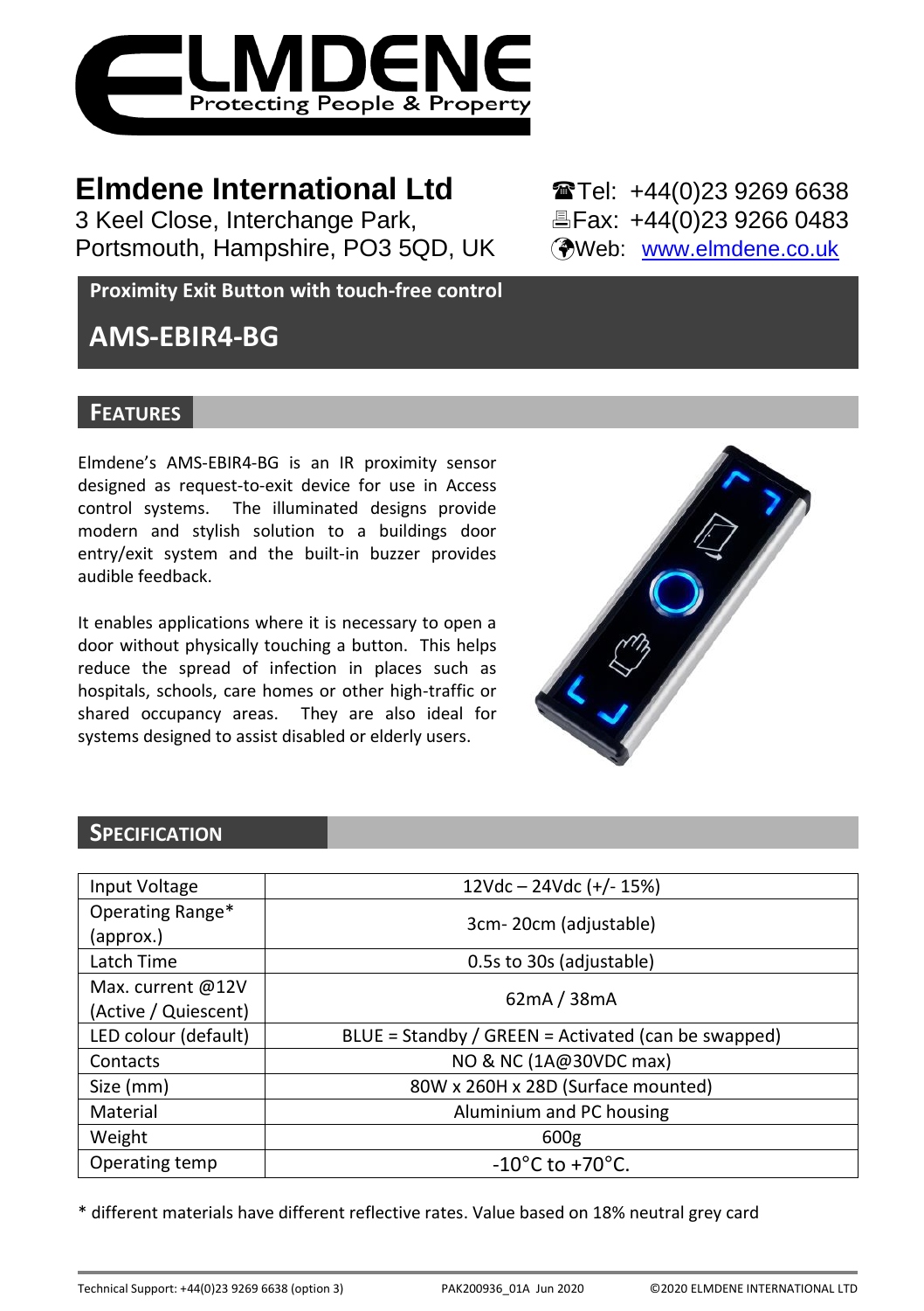# Elmdene International Ltd

3 Keel Close, Interchange Park,
Portsmouth, Hampshire, PO3 5QD, UK

☎Tel: +44(0)23 9269 6638
🖷Fax: +44(0)23 9266 0483
Web: www.elmdene.co.uk

## Proximity Exit Button with touch-free control

# AMS-EBIR4-BG

## FEATURES

Elmdene's AMS-EBIR4-BG is an IR proximity sensor designed as request-to-exit device for use in Access control systems. The illuminated designs provide modern and stylish solution to a buildings door entry/exit system and the built-in buzzer provides audible feedback.

It enables applications where it is necessary to open a door without physically touching a button. This helps reduce the spread of infection in places such as hospitals, schools, care homes or other high-traffic or shared occupancy areas. They are also ideal for systems designed to assist disabled or elderly users.

## SPECIFICATION

| | |
|---|---|
| Input Voltage | 12Vdc – 24Vdc (+/- 15%) |
| Operating Range* (approx.) | 3cm- 20cm (adjustable) |
| Latch Time | 0.5s to 30s (adjustable) |
| Max. current @12V (Active / Quiescent) | 62mA / 38mA |
| LED colour (default) | BLUE = Standby / GREEN = Activated (can be swapped) |
| Contacts | NO & NC (1A@30VDC max) |
| Size (mm) | 80W x 260H x 28D (Surface mounted) |
| Material | Aluminium and PC housing |
| Weight | 600g |
| Operating temp | -10°C to +70°C. |

* different materials have different reflective rates. Value based on 18% neutral grey card

Technical Support: +44(0)23 9269 6638 (option 3) PAK200936_01A Jun 2020 ©2020 ELMDENE INTERNATIONAL LTD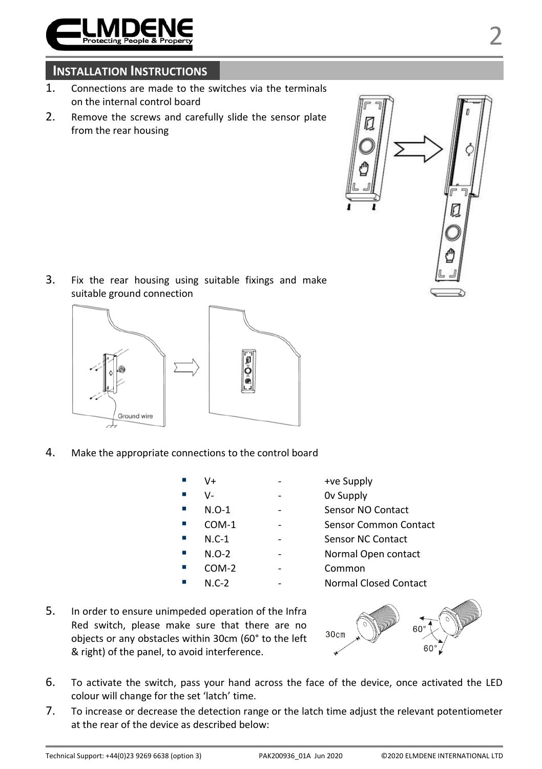## INSTALLATION INSTRUCTIONS

1. Connections are made to the switches via the terminals on the internal control board
2. Remove the screws and carefully slide the sensor plate from the rear housing
3. Fix the rear housing using suitable fixings and make suitable ground connection
4. Make the appropriate connections to the control board

   - V+ - +ve Supply
   - V- - 0v Supply
   - N.O-1 - Sensor NO Contact
   - COM-1 - Sensor Common Contact
   - N.C-1 - Sensor NC Contact
   - N.O-2 - Normal Open contact
   - COM-2 - Common
   - N.C-2 - Normal Closed Contact

5. In order to ensure unimpeded operation of the Infra Red switch, please make sure that there are no objects or any obstacles within 30cm (60° to the left & right) of the panel, to avoid interference.
6. To activate the switch, pass your hand across the face of the device, once activated the LED colour will change for the set 'latch' time.
7. To increase or decrease the detection range or the latch time adjust the relevant potentiometer at the rear of the device as described below: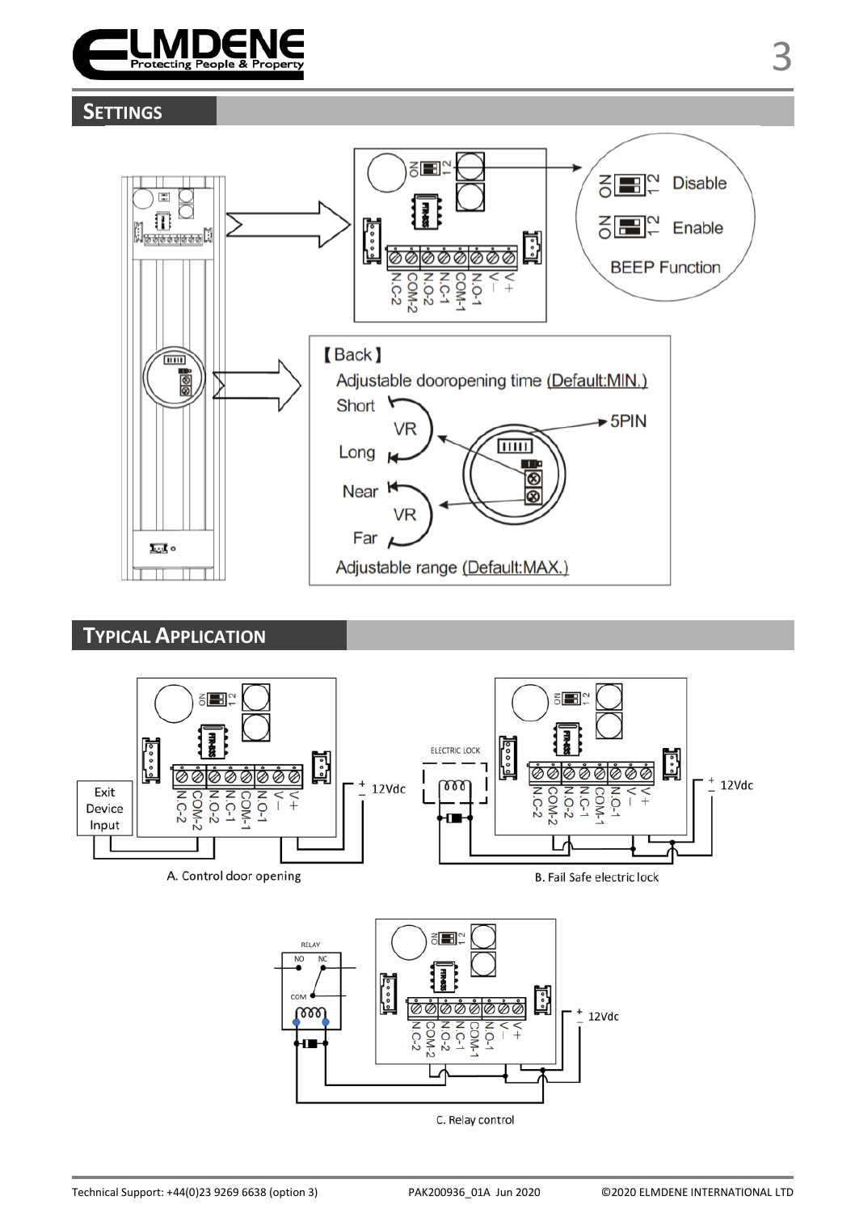## SETTINGS

ON 1 2 — Disable

ON 1 2 — Enable

BEEP Function

N.C-2 COM-2 N.O-2 N.C-1 COM-1 N.O-1 V– V+

【Back】

Adjustable dooropening time (Default:MIN.)

Short VR Long

5PIN

Near VR Far

Adjustable range (Default:MAX.)

## TYPICAL APPLICATION

Exit Device Input

+ – 12Vdc

A. Control door opening

ELECTRIC LOCK

+ – 12Vdc

B. Fail Safe electric lock

RELAY NO NC COM

+ – 12Vdc

C. Relay control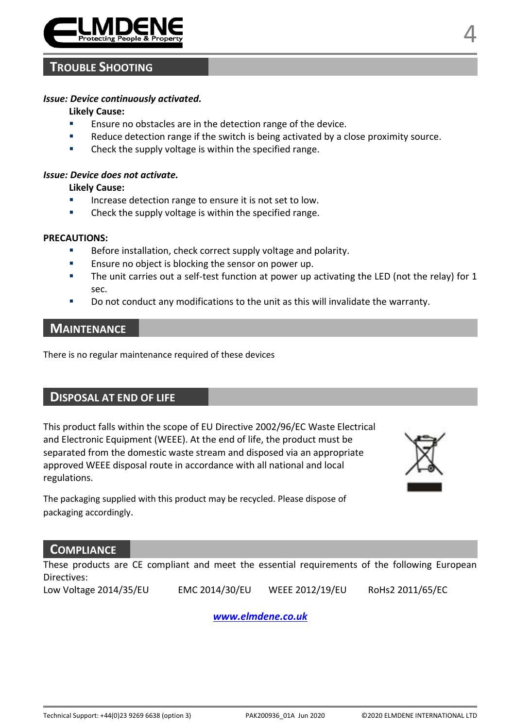## TROUBLE SHOOTING

***Issue: Device continuously activated.***

**Likely Cause:**

- Ensure no obstacles are in the detection range of the device.
- Reduce detection range if the switch is being activated by a close proximity source.
- Check the supply voltage is within the specified range.

***Issue: Device does not activate.***

**Likely Cause:**

- Increase detection range to ensure it is not set to low.
- Check the supply voltage is within the specified range.

**PRECAUTIONS:**

- Before installation, check correct supply voltage and polarity.
- Ensure no object is blocking the sensor on power up.
- The unit carries out a self-test function at power up activating the LED (not the relay) for 1 sec.
- Do not conduct any modifications to the unit as this will invalidate the warranty.

## MAINTENANCE

There is no regular maintenance required of these devices

## DISPOSAL AT END OF LIFE

This product falls within the scope of EU Directive 2002/96/EC Waste Electrical and Electronic Equipment (WEEE). At the end of life, the product must be separated from the domestic waste stream and disposed via an appropriate approved WEEE disposal route in accordance with all national and local regulations.

The packaging supplied with this product may be recycled. Please dispose of packaging accordingly.

## COMPLIANCE

These products are CE compliant and meet the essential requirements of the following European Directives:

Low Voltage 2014/35/EU EMC 2014/30/EU WEEE 2012/19/EU RoHs2 2011/65/EC

***www.elmdene.co.uk***

Technical Support: +44(0)23 9269 6638 (option 3) PAK200936_01A Jun 2020 ©2020 ELMDENE INTERNATIONAL LTD